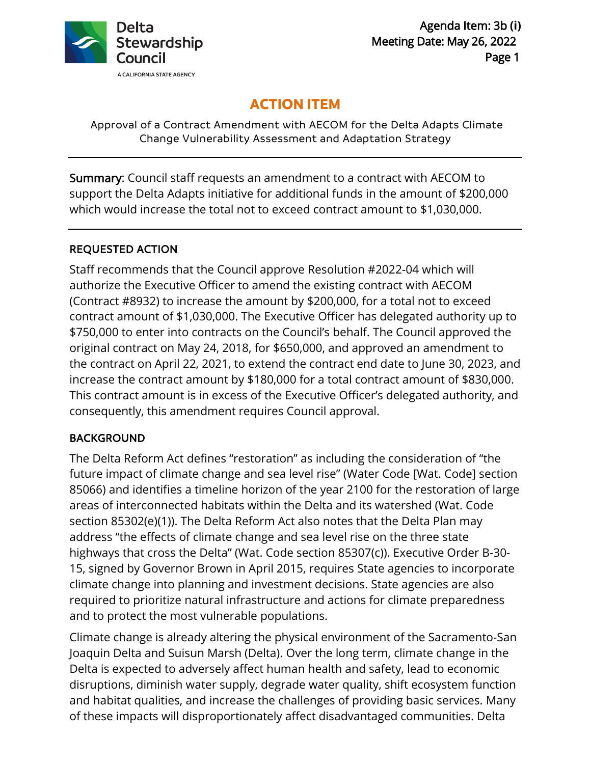Delta Stewardship Council

A CALIFORNIA STATE AGENCY

Agenda Item: 3b (i)
Meeting Date: May 26, 2022

# ACTION ITEM

Approval of a Contract Amendment with AECOM for the Delta Adapts Climate Change Vulnerability Assessment and Adaptation Strategy

---

**Summary**: Council staff requests an amendment to a contract with AECOM to support the Delta Adapts initiative for additional funds in the amount of $200,000 which would increase the total not to exceed contract amount to $1,030,000.

---

## REQUESTED ACTION

Staff recommends that the Council approve Resolution #2022-04 which will authorize the Executive Officer to amend the existing contract with AECOM (Contract #8932) to increase the amount by $200,000, for a total not to exceed contract amount of $1,030,000. The Executive Officer has delegated authority up to $750,000 to enter into contracts on the Council's behalf. The Council approved the original contract on May 24, 2018, for $650,000, and approved an amendment to the contract on April 22, 2021, to extend the contract end date to June 30, 2023, and increase the contract amount by $180,000 for a total contract amount of $830,000. This contract amount is in excess of the Executive Officer's delegated authority, and consequently, this amendment requires Council approval.

## BACKGROUND

The Delta Reform Act defines "restoration" as including the consideration of "the future impact of climate change and sea level rise" (Water Code [Wat. Code] section 85066) and identifies a timeline horizon of the year 2100 for the restoration of large areas of interconnected habitats within the Delta and its watershed (Wat. Code section 85302(e)(1)). The Delta Reform Act also notes that the Delta Plan may address "the effects of climate change and sea level rise on the three state highways that cross the Delta" (Wat. Code section 85307(c)). Executive Order B-30-15, signed by Governor Brown in April 2015, requires State agencies to incorporate climate change into planning and investment decisions. State agencies are also required to prioritize natural infrastructure and actions for climate preparedness and to protect the most vulnerable populations.

Climate change is already altering the physical environment of the Sacramento-San Joaquin Delta and Suisun Marsh (Delta). Over the long term, climate change in the Delta is expected to adversely affect human health and safety, lead to economic disruptions, diminish water supply, degrade water quality, shift ecosystem function and habitat qualities, and increase the challenges of providing basic services. Many of these impacts will disproportionately affect disadvantaged communities. Delta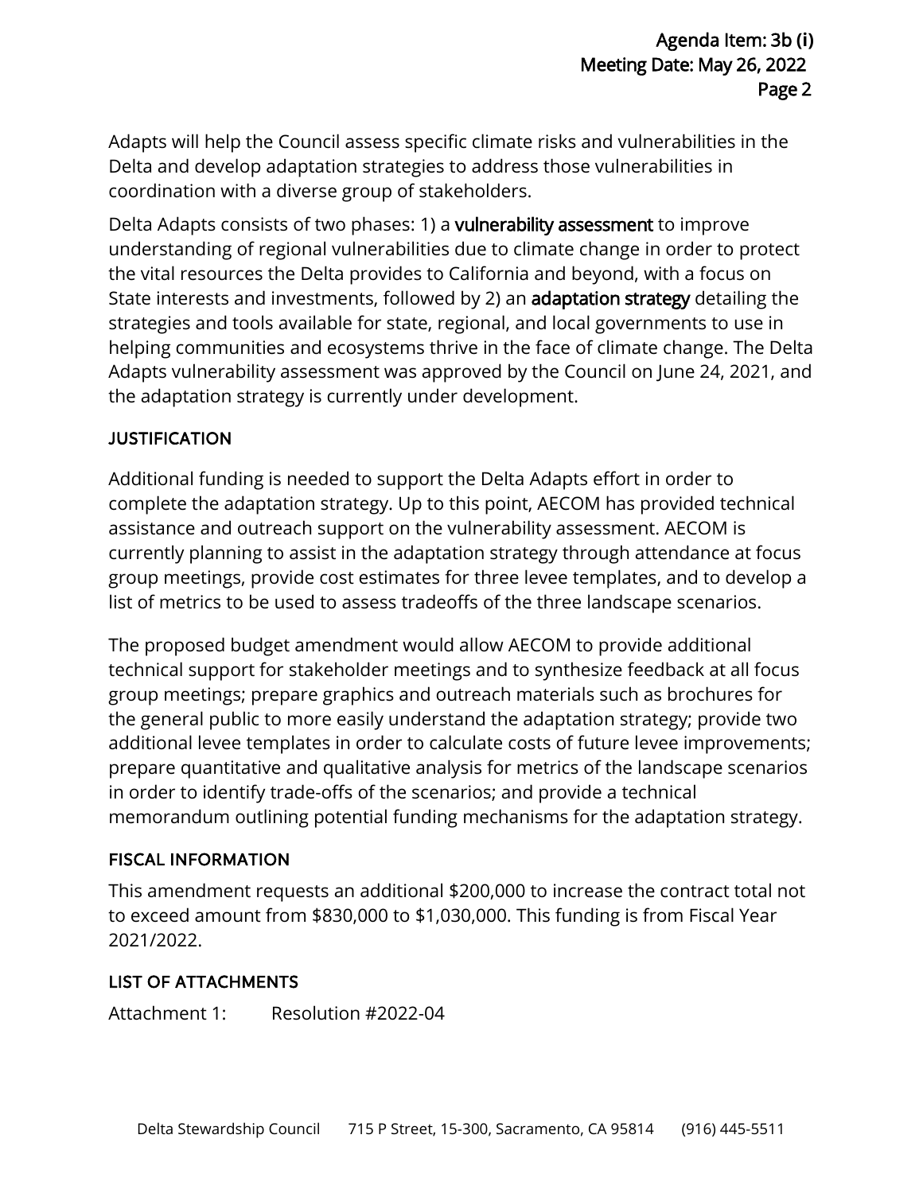Adapts will help the Council assess specific climate risks and vulnerabilities in the Delta and develop adaptation strategies to address those vulnerabilities in coordination with a diverse group of stakeholders.

Delta Adapts consists of two phases: 1) a **vulnerability assessment** to improve understanding of regional vulnerabilities due to climate change in order to protect the vital resources the Delta provides to California and beyond, with a focus on State interests and investments, followed by 2) an **adaptation strategy** detailing the strategies and tools available for state, regional, and local governments to use in helping communities and ecosystems thrive in the face of climate change. The Delta Adapts vulnerability assessment was approved by the Council on June 24, 2021, and the adaptation strategy is currently under development.

## JUSTIFICATION

Additional funding is needed to support the Delta Adapts effort in order to complete the adaptation strategy. Up to this point, AECOM has provided technical assistance and outreach support on the vulnerability assessment. AECOM is currently planning to assist in the adaptation strategy through attendance at focus group meetings, provide cost estimates for three levee templates, and to develop a list of metrics to be used to assess tradeoffs of the three landscape scenarios.

The proposed budget amendment would allow AECOM to provide additional technical support for stakeholder meetings and to synthesize feedback at all focus group meetings; prepare graphics and outreach materials such as brochures for the general public to more easily understand the adaptation strategy; provide two additional levee templates in order to calculate costs of future levee improvements; prepare quantitative and qualitative analysis for metrics of the landscape scenarios in order to identify trade-offs of the scenarios; and provide a technical memorandum outlining potential funding mechanisms for the adaptation strategy.

## FISCAL INFORMATION

This amendment requests an additional $200,000 to increase the contract total not to exceed amount from $830,000 to $1,030,000. This funding is from Fiscal Year 2021/2022.

## LIST OF ATTACHMENTS

Attachment 1: Resolution #2022-04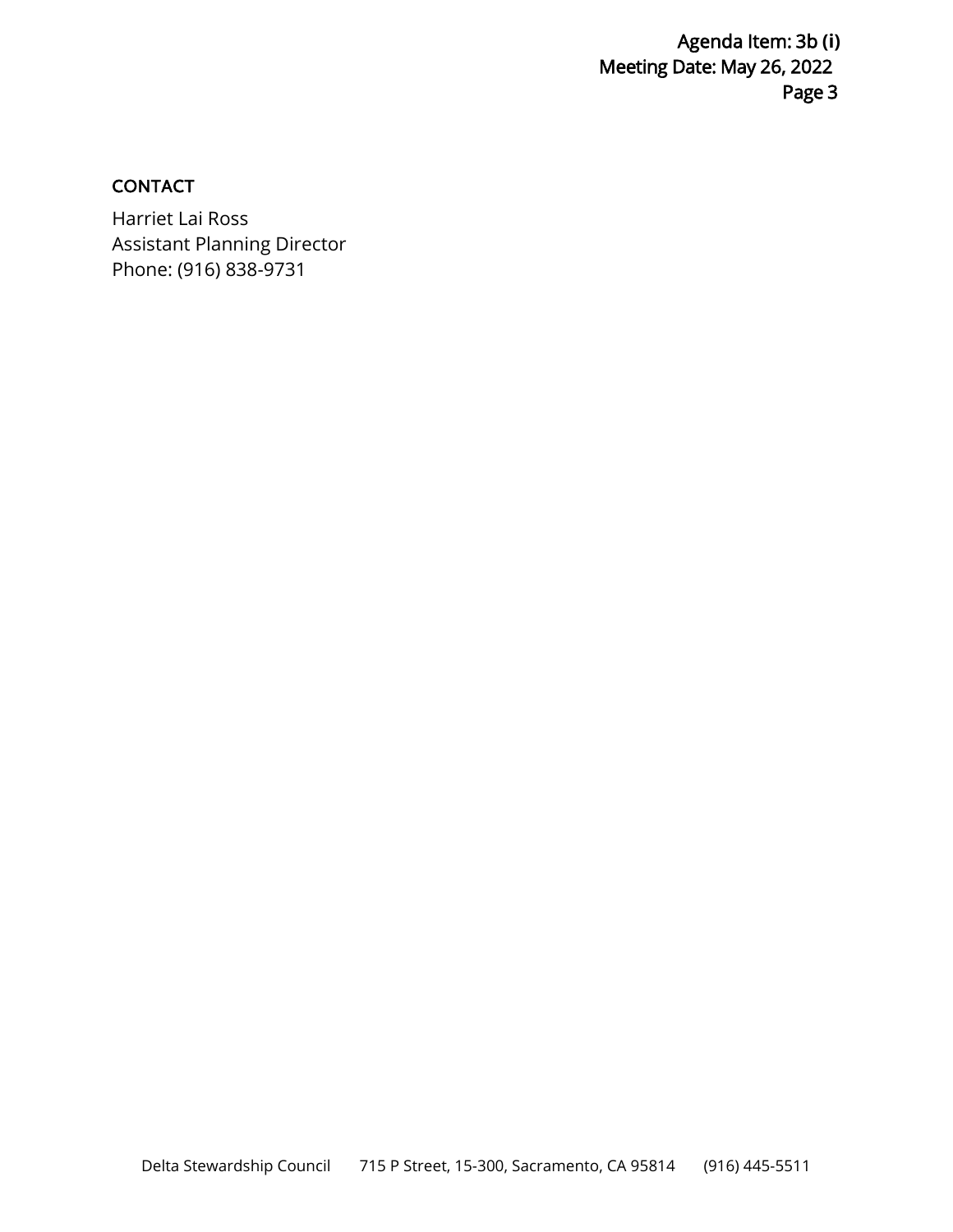## CONTACT

Harriet Lai Ross
Assistant Planning Director
Phone: (916) 838-9731